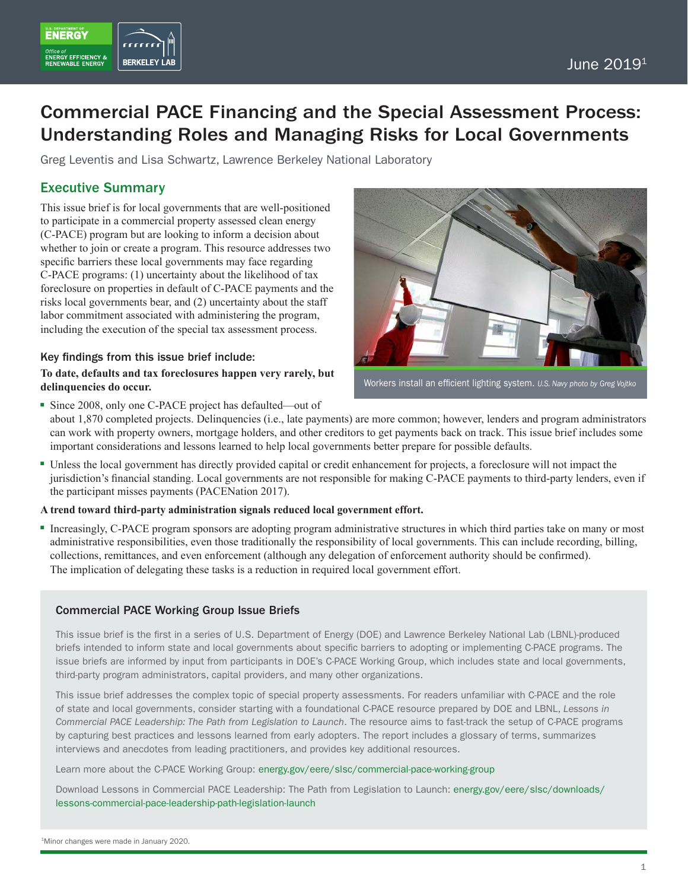June 2019[1]

# Commercial PACE Financing and the Special Assessment Process: Understanding Roles and Managing Risks for Local Governments

Greg Leventis and Lisa Schwartz, Lawrence Berkeley National Laboratory

## Executive Summary

This issue brief is for local governments that are well-positioned to participate in a commercial property assessed clean energy (C-PACE) program but are looking to inform a decision about whether to join or create a program. This resource addresses two specific barriers these local governments may face regarding C-PACE programs: (1) uncertainty about the likelihood of tax foreclosure on properties in default of C-PACE payments and the risks local governments bear, and (2) uncertainty about the staff labor commitment associated with administering the program, including the execution of the special tax assessment process.

Workers install an efficient lighting system. *U.S. Navy photo by Greg Vojtko*

### Key findings from this issue brief include:

**To date, defaults and tax foreclosures happen very rarely, but delinquencies do occur.**

- Since 2008, only one C-PACE project has defaulted—out of about 1,870 completed projects. Delinquencies (i.e., late payments) are more common; however, lenders and program administrators can work with property owners, mortgage holders, and other creditors to get payments back on track. This issue brief includes some important considerations and lessons learned to help local governments better prepare for possible defaults.
- Unless the local government has directly provided capital or credit enhancement for projects, a foreclosure will not impact the jurisdiction's financial standing. Local governments are not responsible for making C-PACE payments to third-party lenders, even if the participant misses payments (PACENation 2017).

**A trend toward third-party administration signals reduced local government effort.**

- Increasingly, C-PACE program sponsors are adopting program administrative structures in which third parties take on many or most administrative responsibilities, even those traditionally the responsibility of local governments. This can include recording, billing, collections, remittances, and even enforcement (although any delegation of enforcement authority should be confirmed). The implication of delegating these tasks is a reduction in required local government effort.

### Commercial PACE Working Group Issue Briefs

This issue brief is the first in a series of U.S. Department of Energy (DOE) and Lawrence Berkeley National Lab (LBNL)-produced briefs intended to inform state and local governments about specific barriers to adopting or implementing C-PACE programs. The issue briefs are informed by input from participants in DOE's C-PACE Working Group, which includes state and local governments, third-party program administrators, capital providers, and many other organizations.

This issue brief addresses the complex topic of special property assessments. For readers unfamiliar with C-PACE and the role of state and local governments, consider starting with a foundational C-PACE resource prepared by DOE and LBNL, *Lessons in Commercial PACE Leadership: The Path from Legislation to Launch*. The resource aims to fast-track the setup of C-PACE programs by capturing best practices and lessons learned from early adopters. The report includes a glossary of terms, summarizes interviews and anecdotes from leading practitioners, and provides key additional resources.

Learn more about the C-PACE Working Group: energy.gov/eere/slsc/commercial-pace-working-group

Download Lessons in Commercial PACE Leadership: The Path from Legislation to Launch: energy.gov/eere/slsc/downloads/lessons-commercial-pace-leadership-path-legislation-launch

[1]Minor changes were made in January 2020.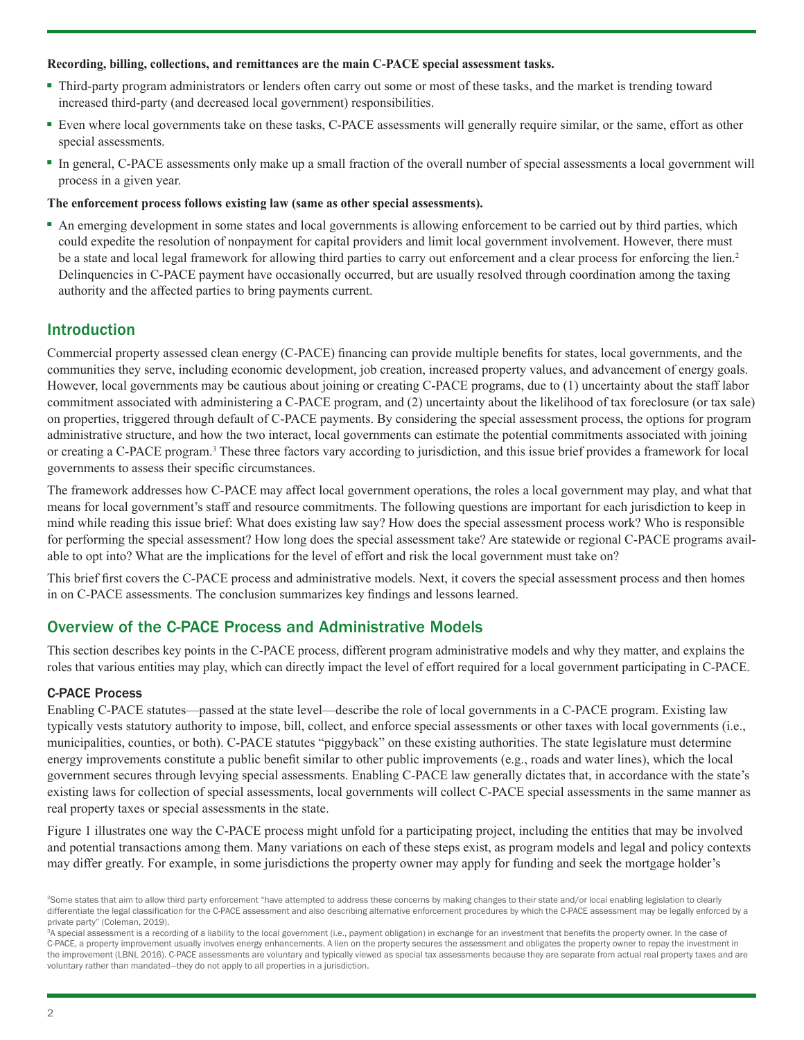**Recording, billing, collections, and remittances are the main C-PACE special assessment tasks.**

- Third-party program administrators or lenders often carry out some or most of these tasks, and the market is trending toward increased third-party (and decreased local government) responsibilities.
- Even where local governments take on these tasks, C-PACE assessments will generally require similar, or the same, effort as other special assessments.
- In general, C-PACE assessments only make up a small fraction of the overall number of special assessments a local government will process in a given year.

**The enforcement process follows existing law (same as other special assessments).**

- An emerging development in some states and local governments is allowing enforcement to be carried out by third parties, which could expedite the resolution of nonpayment for capital providers and limit local government involvement. However, there must be a state and local legal framework for allowing third parties to carry out enforcement and a clear process for enforcing the lien.[2] Delinquencies in C-PACE payment have occasionally occurred, but are usually resolved through coordination among the taxing authority and the affected parties to bring payments current.

## Introduction

Commercial property assessed clean energy (C-PACE) financing can provide multiple benefits for states, local governments, and the communities they serve, including economic development, job creation, increased property values, and advancement of energy goals. However, local governments may be cautious about joining or creating C-PACE programs, due to (1) uncertainty about the staff labor commitment associated with administering a C-PACE program, and (2) uncertainty about the likelihood of tax foreclosure (or tax sale) on properties, triggered through default of C-PACE payments. By considering the special assessment process, the options for program administrative structure, and how the two interact, local governments can estimate the potential commitments associated with joining or creating a C-PACE program.[3] These three factors vary according to jurisdiction, and this issue brief provides a framework for local governments to assess their specific circumstances.

The framework addresses how C-PACE may affect local government operations, the roles a local government may play, and what that means for local government's staff and resource commitments. The following questions are important for each jurisdiction to keep in mind while reading this issue brief: What does existing law say? How does the special assessment process work? Who is responsible for performing the special assessment? How long does the special assessment take? Are statewide or regional C-PACE programs available to opt into? What are the implications for the level of effort and risk the local government must take on?

This brief first covers the C-PACE process and administrative models. Next, it covers the special assessment process and then homes in on C-PACE assessments. The conclusion summarizes key findings and lessons learned.

## Overview of the C-PACE Process and Administrative Models

This section describes key points in the C-PACE process, different program administrative models and why they matter, and explains the roles that various entities may play, which can directly impact the level of effort required for a local government participating in C-PACE.

### C-PACE Process

Enabling C-PACE statutes—passed at the state level—describe the role of local governments in a C-PACE program. Existing law typically vests statutory authority to impose, bill, collect, and enforce special assessments or other taxes with local governments (i.e., municipalities, counties, or both). C-PACE statutes "piggyback" on these existing authorities. The state legislature must determine energy improvements constitute a public benefit similar to other public improvements (e.g., roads and water lines), which the local government secures through levying special assessments. Enabling C-PACE law generally dictates that, in accordance with the state's existing laws for collection of special assessments, local governments will collect C-PACE special assessments in the same manner as real property taxes or special assessments in the state.

Figure 1 illustrates one way the C-PACE process might unfold for a participating project, including the entities that may be involved and potential transactions among them. Many variations on each of these steps exist, as program models and legal and policy contexts may differ greatly. For example, in some jurisdictions the property owner may apply for funding and seek the mortgage holder's

---

[2] Some states that aim to allow third party enforcement "have attempted to address these concerns by making changes to their state and/or local enabling legislation to clearly differentiate the legal classification for the C-PACE assessment and also describing alternative enforcement procedures by which the C-PACE assessment may be legally enforced by a private party" (Coleman, 2019).

[3] A special assessment is a recording of a liability to the local government (i.e., payment obligation) in exchange for an investment that benefits the property owner. In the case of C-PACE, a property improvement usually involves energy enhancements. A lien on the property secures the assessment and obligates the property owner to repay the investment in the improvement (LBNL 2016). C-PACE assessments are voluntary and typically viewed as special tax assessments because they are separate from actual real property taxes and are voluntary rather than mandated—they do not apply to all properties in a jurisdiction.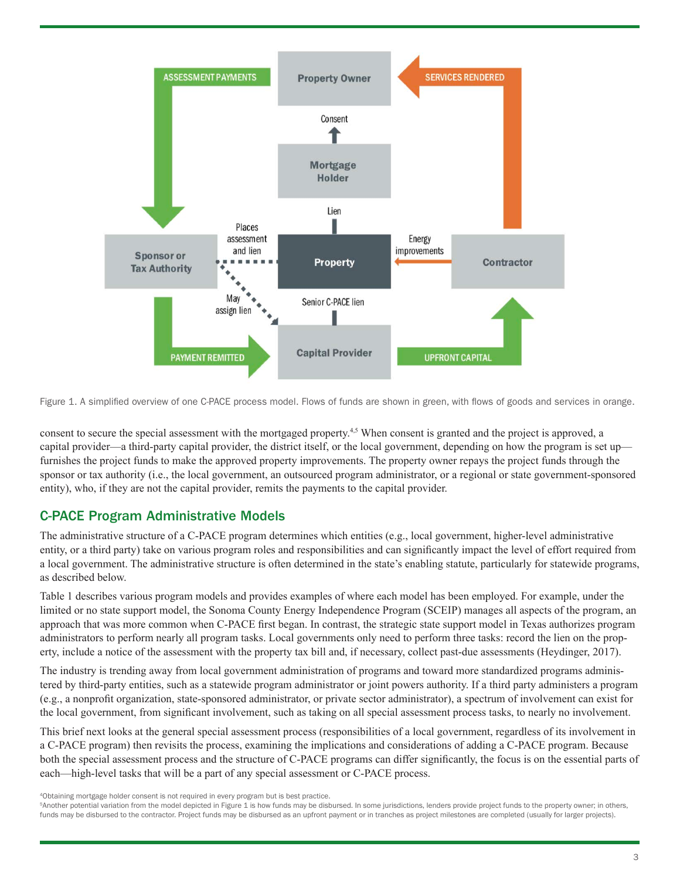Figure 1. A simplified overview of one C-PACE process model. Flows of funds are shown in green, with flows of goods and services in orange.

consent to secure the special assessment with the mortgaged property.[4,5] When consent is granted and the project is approved, a capital provider—a third-party capital provider, the district itself, or the local government, depending on how the program is set up—furnishes the project funds to make the approved property improvements. The property owner repays the project funds through the sponsor or tax authority (i.e., the local government, an outsourced program administrator, or a regional or state government-sponsored entity), who, if they are not the capital provider, remits the payments to the capital provider.

## C-PACE Program Administrative Models

The administrative structure of a C-PACE program determines which entities (e.g., local government, higher-level administrative entity, or a third party) take on various program roles and responsibilities and can significantly impact the level of effort required from a local government. The administrative structure is often determined in the state's enabling statute, particularly for statewide programs, as described below.

Table 1 describes various program models and provides examples of where each model has been employed. For example, under the limited or no state support model, the Sonoma County Energy Independence Program (SCEIP) manages all aspects of the program, an approach that was more common when C-PACE first began. In contrast, the strategic state support model in Texas authorizes program administrators to perform nearly all program tasks. Local governments only need to perform three tasks: record the lien on the property, include a notice of the assessment with the property tax bill and, if necessary, collect past-due assessments (Heydinger, 2017).

The industry is trending away from local government administration of programs and toward more standardized programs administered by third-party entities, such as a statewide program administrator or joint powers authority. If a third party administers a program (e.g., a nonprofit organization, state-sponsored administrator, or private sector administrator), a spectrum of involvement can exist for the local government, from significant involvement, such as taking on all special assessment process tasks, to nearly no involvement.

This brief next looks at the general special assessment process (responsibilities of a local government, regardless of its involvement in a C-PACE program) then revisits the process, examining the implications and considerations of adding a C-PACE program. Because both the special assessment process and the structure of C-PACE programs can differ significantly, the focus is on the essential parts of each—high-level tasks that will be a part of any special assessment or C-PACE process.

[4] Obtaining mortgage holder consent is not required in every program but is best practice.

[5] Another potential variation from the model depicted in Figure 1 is how funds may be disbursed. In some jurisdictions, lenders provide project funds to the property owner; in others, funds may be disbursed to the contractor. Project funds may be disbursed as an upfront payment or in tranches as project milestones are completed (usually for larger projects).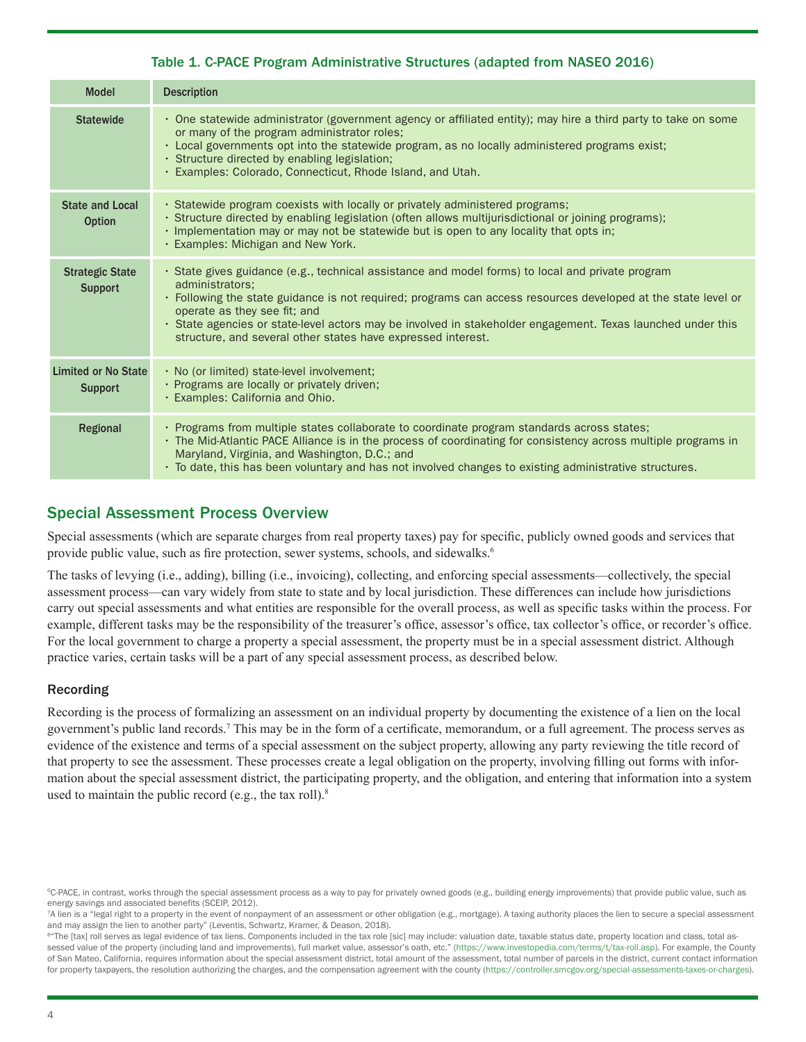Table 1. C-PACE Program Administrative Structures (adapted from NASEO 2016)

| Model | Description |
|---|---|
| Statewide | • One statewide administrator (government agency or affiliated entity); may hire a third party to take on some or many of the program administrator roles;<br>• Local governments opt into the statewide program, as no locally administered programs exist;<br>• Structure directed by enabling legislation;<br>• Examples: Colorado, Connecticut, Rhode Island, and Utah. |
| State and Local Option | • Statewide program coexists with locally or privately administered programs;<br>• Structure directed by enabling legislation (often allows multijurisdictional or joining programs);<br>• Implementation may or may not be statewide but is open to any locality that opts in;<br>• Examples: Michigan and New York. |
| Strategic State Support | • State gives guidance (e.g., technical assistance and model forms) to local and private program administrators;<br>• Following the state guidance is not required; programs can access resources developed at the state level or operate as they see fit; and<br>• State agencies or state-level actors may be involved in stakeholder engagement. Texas launched under this structure, and several other states have expressed interest. |
| Limited or No State Support | • No (or limited) state-level involvement;<br>• Programs are locally or privately driven;<br>• Examples: California and Ohio. |
| Regional | • Programs from multiple states collaborate to coordinate program standards across states;<br>• The Mid-Atlantic PACE Alliance is in the process of coordinating for consistency across multiple programs in Maryland, Virginia, and Washington, D.C.; and<br>• To date, this has been voluntary and has not involved changes to existing administrative structures. |

## Special Assessment Process Overview

Special assessments (which are separate charges from real property taxes) pay for specific, publicly owned goods and services that provide public value, such as fire protection, sewer systems, schools, and sidewalks.[6]

The tasks of levying (i.e., adding), billing (i.e., invoicing), collecting, and enforcing special assessments—collectively, the special assessment process—can vary widely from state to state and by local jurisdiction. These differences can include how jurisdictions carry out special assessments and what entities are responsible for the overall process, as well as specific tasks within the process. For example, different tasks may be the responsibility of the treasurer's office, assessor's office, tax collector's office, or recorder's office. For the local government to charge a property a special assessment, the property must be in a special assessment district. Although practice varies, certain tasks will be a part of any special assessment process, as described below.

### Recording

Recording is the process of formalizing an assessment on an individual property by documenting the existence of a lien on the local government's public land records.[7] This may be in the form of a certificate, memorandum, or a full agreement. The process serves as evidence of the existence and terms of a special assessment on the subject property, allowing any party reviewing the title record of that property to see the assessment. These processes create a legal obligation on the property, involving filling out forms with information about the special assessment district, the participating property, and the obligation, and entering that information into a system used to maintain the public record (e.g., the tax roll).[8]

---

[6] C-PACE, in contrast, works through the special assessment process as a way to pay for privately owned goods (e.g., building energy improvements) that provide public value, such as energy savings and associated benefits (SCEIP, 2012).

[7] A lien is a "legal right to a property in the event of nonpayment of an assessment or other obligation (e.g., mortgage). A taxing authority places the lien to secure a special assessment and may assign the lien to another party" (Leventis, Schwartz, Kramer, & Deason, 2018).

[8] "The [tax] roll serves as legal evidence of tax liens. Components included in the tax role [sic] may include: valuation date, taxable status date, property location and class, total assessed value of the property (including land and improvements), full market value, assessor's oath, etc." (https://www.investopedia.com/terms/t/tax-roll.asp). For example, the County of San Mateo, California, requires information about the special assessment district, total amount of the assessment, total number of parcels in the district, current contact information for property taxpayers, the resolution authorizing the charges, and the compensation agreement with the county (https://controller.smcgov.org/special-assessments-taxes-or-charges).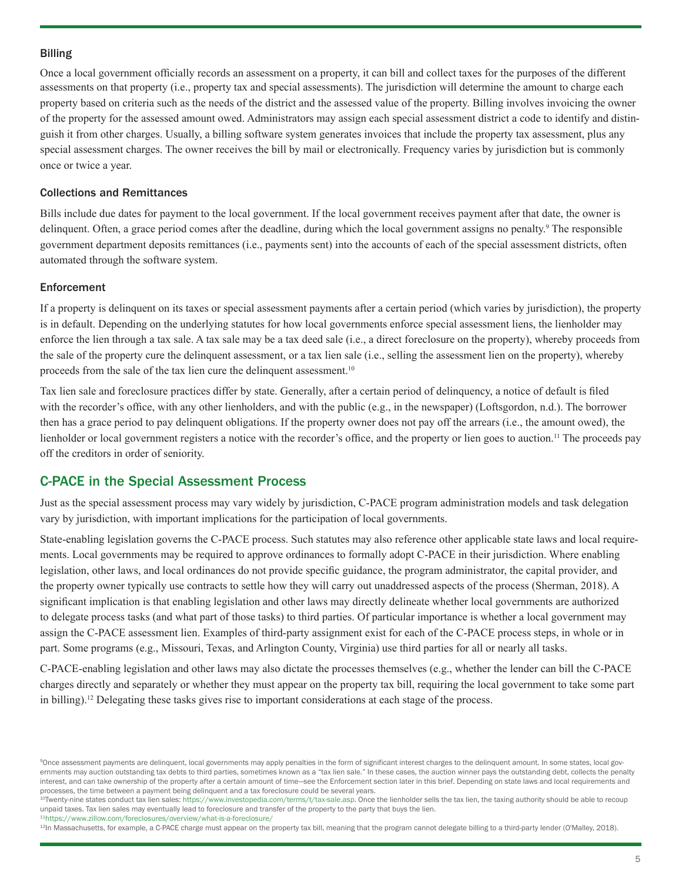### Billing

Once a local government officially records an assessment on a property, it can bill and collect taxes for the purposes of the different assessments on that property (i.e., property tax and special assessments). The jurisdiction will determine the amount to charge each property based on criteria such as the needs of the district and the assessed value of the property. Billing involves invoicing the owner of the property for the assessed amount owed. Administrators may assign each special assessment district a code to identify and distinguish it from other charges. Usually, a billing software system generates invoices that include the property tax assessment, plus any special assessment charges. The owner receives the bill by mail or electronically. Frequency varies by jurisdiction but is commonly once or twice a year.

### Collections and Remittances

Bills include due dates for payment to the local government. If the local government receives payment after that date, the owner is delinquent. Often, a grace period comes after the deadline, during which the local government assigns no penalty.[9] The responsible government department deposits remittances (i.e., payments sent) into the accounts of each of the special assessment districts, often automated through the software system.

### Enforcement

If a property is delinquent on its taxes or special assessment payments after a certain period (which varies by jurisdiction), the property is in default. Depending on the underlying statutes for how local governments enforce special assessment liens, the lienholder may enforce the lien through a tax sale. A tax sale may be a tax deed sale (i.e., a direct foreclosure on the property), whereby proceeds from the sale of the property cure the delinquent assessment, or a tax lien sale (i.e., selling the assessment lien on the property), whereby proceeds from the sale of the tax lien cure the delinquent assessment.[10]

Tax lien sale and foreclosure practices differ by state. Generally, after a certain period of delinquency, a notice of default is filed with the recorder's office, with any other lienholders, and with the public (e.g., in the newspaper) (Loftsgordon, n.d.). The borrower then has a grace period to pay delinquent obligations. If the property owner does not pay off the arrears (i.e., the amount owed), the lienholder or local government registers a notice with the recorder's office, and the property or lien goes to auction.[11] The proceeds pay off the creditors in order of seniority.

## C-PACE in the Special Assessment Process

Just as the special assessment process may vary widely by jurisdiction, C-PACE program administration models and task delegation vary by jurisdiction, with important implications for the participation of local governments.

State-enabling legislation governs the C-PACE process. Such statutes may also reference other applicable state laws and local requirements. Local governments may be required to approve ordinances to formally adopt C-PACE in their jurisdiction. Where enabling legislation, other laws, and local ordinances do not provide specific guidance, the program administrator, the capital provider, and the property owner typically use contracts to settle how they will carry out unaddressed aspects of the process (Sherman, 2018). A significant implication is that enabling legislation and other laws may directly delineate whether local governments are authorized to delegate process tasks (and what part of those tasks) to third parties. Of particular importance is whether a local government may assign the C-PACE assessment lien. Examples of third-party assignment exist for each of the C-PACE process steps, in whole or in part. Some programs (e.g., Missouri, Texas, and Arlington County, Virginia) use third parties for all or nearly all tasks.

C-PACE-enabling legislation and other laws may also dictate the processes themselves (e.g., whether the lender can bill the C-PACE charges directly and separately or whether they must appear on the property tax bill, requiring the local government to take some part in billing).[12] Delegating these tasks gives rise to important considerations at each stage of the process.

[9] Once assessment payments are delinquent, local governments may apply penalties in the form of significant interest charges to the delinquent amount. In some states, local governments may auction outstanding tax debts to third parties, sometimes known as a "tax lien sale." In these cases, the auction winner pays the outstanding debt, collects the penalty interest, and can take ownership of the property after a certain amount of time—see the Enforcement section later in this brief. Depending on state laws and local requirements and processes, the time between a payment being delinquent and a tax foreclosure could be several years.

[10] Twenty-nine states conduct tax lien sales: https://www.investopedia.com/terms/t/tax-sale.asp. Once the lienholder sells the tax lien, the taxing authority should be able to recoup unpaid taxes. Tax lien sales may eventually lead to foreclosure and transfer of the property to the party that buys the lien.

[11] https://www.zillow.com/foreclosures/overview/what-is-a-foreclosure/

[12] In Massachusetts, for example, a C-PACE charge must appear on the property tax bill, meaning that the program cannot delegate billing to a third-party lender (O'Malley, 2018).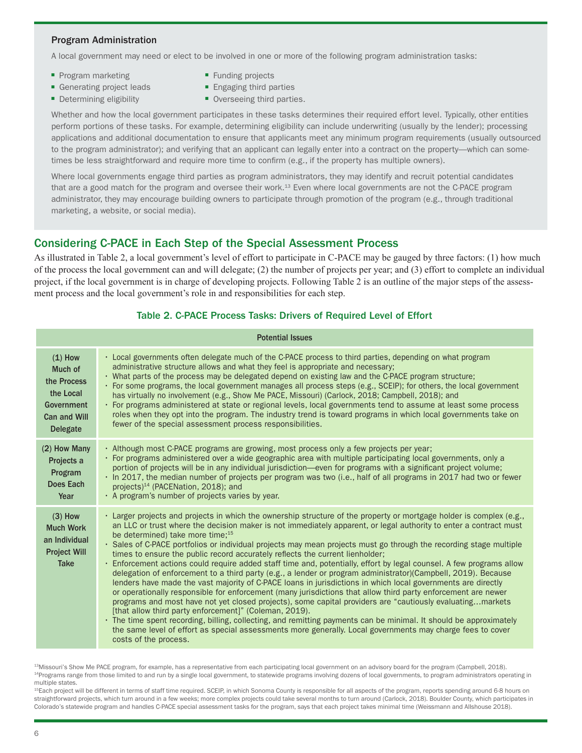### Program Administration

A local government may need or elect to be involved in one or more of the following program administration tasks:

- Program marketing
- Generating project leads
- Determining eligibility
- Funding projects
- Engaging third parties
- Overseeing third parties.

Whether and how the local government participates in these tasks determines their required effort level. Typically, other entities perform portions of these tasks. For example, determining eligibility can include underwriting (usually by the lender); processing applications and additional documentation to ensure that applicants meet any minimum program requirements (usually outsourced to the program administrator); and verifying that an applicant can legally enter into a contract on the property—which can sometimes be less straightforward and require more time to confirm (e.g., if the property has multiple owners).

Where local governments engage third parties as program administrators, they may identify and recruit potential candidates that are a good match for the program and oversee their work.[13] Even where local governments are not the C-PACE program administrator, they may encourage building owners to participate through promotion of the program (e.g., through traditional marketing, a website, or social media).

## Considering C-PACE in Each Step of the Special Assessment Process

As illustrated in Table 2, a local government's level of effort to participate in C-PACE may be gauged by three factors: (1) how much of the process the local government can and will delegate; (2) the number of projects per year; and (3) effort to complete an individual project, if the local government is in charge of developing projects. Following Table 2 is an outline of the major steps of the assessment process and the local government's role in and responsibilities for each step.

**Table 2. C-PACE Process Tasks: Drivers of Required Level of Effort**

| | Potential Issues |
|---|---|
| **(1) How Much of the Process the Local Government Can and Will Delegate** | • Local governments often delegate much of the C-PACE process to third parties, depending on what program administrative structure allows and what they feel is appropriate and necessary;<br>• What parts of the process may be delegated depend on existing law and the C-PACE program structure;<br>• For some programs, the local government manages all process steps (e.g., SCEIP); for others, the local government has virtually no involvement (e.g., Show Me PACE, Missouri) (Carlock, 2018; Campbell, 2018); and<br>• For programs administered at state or regional levels, local governments tend to assume at least some process roles when they opt into the program. The industry trend is toward programs in which local governments take on fewer of the special assessment process responsibilities. |
| **(2) How Many Projects a Program Does Each Year** | • Although most C-PACE programs are growing, most process only a few projects per year;<br>• For programs administered over a wide geographic area with multiple participating local governments, only a portion of projects will be in any individual jurisdiction—even for programs with a significant project volume;<br>• In 2017, the median number of projects per program was two (i.e., half of all programs in 2017 had two or fewer projects)[14] (PACENation, 2018); and<br>• A program's number of projects varies by year. |
| **(3) How Much Work an Individual Project Will Take** | • Larger projects and projects in which the ownership structure of the property or mortgage holder is complex (e.g., an LLC or trust where the decision maker is not immediately apparent, or legal authority to enter a contract must be determined) take more time;[15]<br>• Sales of C-PACE portfolios or individual projects may mean projects must go through the recording stage multiple times to ensure the public record accurately reflects the current lienholder;<br>• Enforcement actions could require added staff time and, potentially, effort by legal counsel. A few programs allow delegation of enforcement to a third party (e.g., a lender or program administrator)(Campbell, 2019). Because lenders have made the vast majority of C-PACE loans in jurisdictions in which local governments are directly or operationally responsible for enforcement (many jurisdictions that allow third party enforcement are newer programs and most have not yet closed projects), some capital providers are "cautiously evaluating…markets [that allow third party enforcement]" (Coleman, 2019).<br>• The time spent recording, billing, collecting, and remitting payments can be minimal. It should be approximately the same level of effort as special assessments more generally. Local governments may charge fees to cover costs of the process. |

[13] Missouri's Show Me PACE program, for example, has a representative from each participating local government on an advisory board for the program (Campbell, 2018).

[14] Programs range from those limited to and run by a single local government, to statewide programs involving dozens of local governments, to program administrators operating in multiple states.

[15] Each project will be different in terms of staff time required. SCEIP, in which Sonoma County is responsible for all aspects of the program, reports spending around 6-8 hours on straightforward projects, which turn around in a few weeks; more complex projects could take several months to turn around (Carlock, 2018). Boulder County, which participates in Colorado's statewide program and handles C-PACE special assessment tasks for the program, says that each project takes minimal time (Weissmann and Allshouse 2018).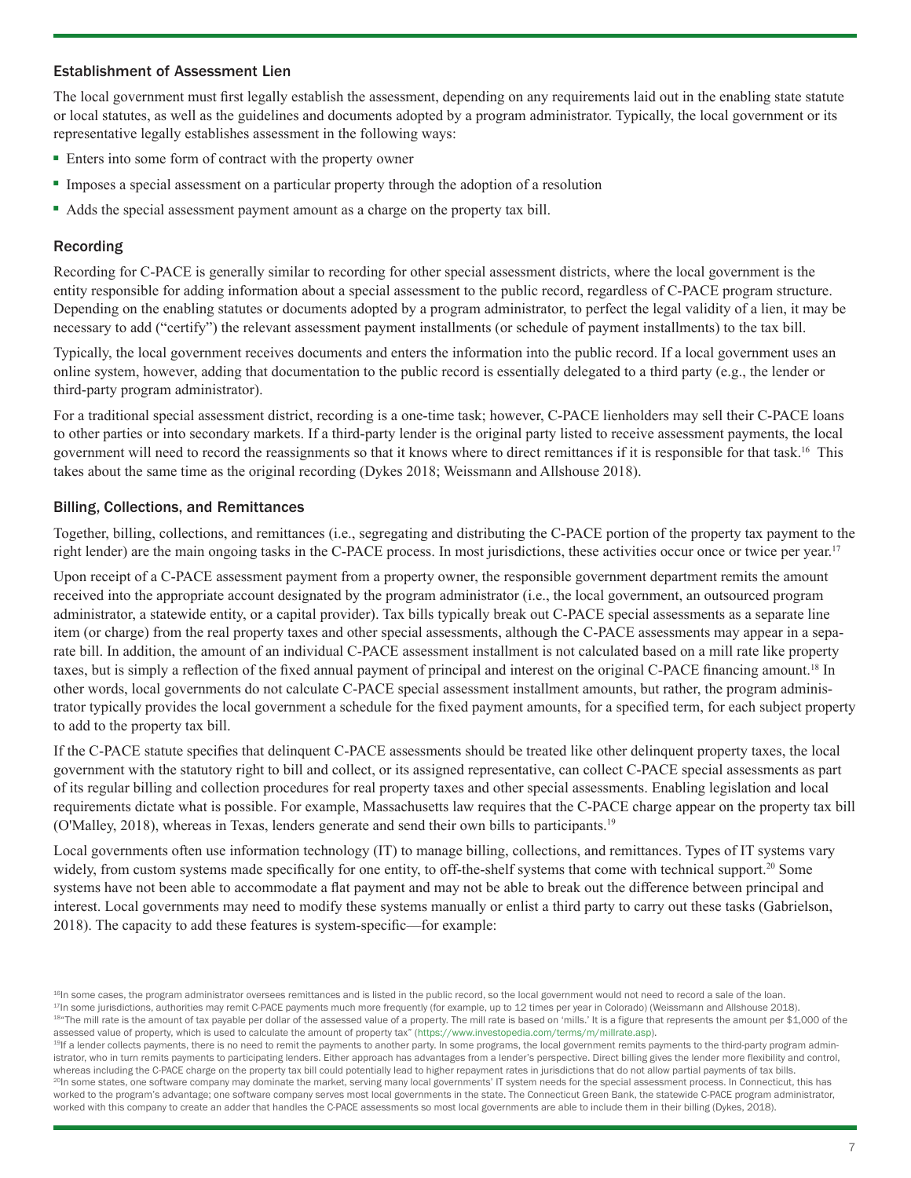### Establishment of Assessment Lien

The local government must first legally establish the assessment, depending on any requirements laid out in the enabling state statute or local statutes, as well as the guidelines and documents adopted by a program administrator. Typically, the local government or its representative legally establishes assessment in the following ways:

- Enters into some form of contract with the property owner
- Imposes a special assessment on a particular property through the adoption of a resolution
- Adds the special assessment payment amount as a charge on the property tax bill.

### Recording

Recording for C-PACE is generally similar to recording for other special assessment districts, where the local government is the entity responsible for adding information about a special assessment to the public record, regardless of C-PACE program structure. Depending on the enabling statutes or documents adopted by a program administrator, to perfect the legal validity of a lien, it may be necessary to add ("certify") the relevant assessment payment installments (or schedule of payment installments) to the tax bill.

Typically, the local government receives documents and enters the information into the public record. If a local government uses an online system, however, adding that documentation to the public record is essentially delegated to a third party (e.g., the lender or third-party program administrator).

For a traditional special assessment district, recording is a one-time task; however, C-PACE lienholders may sell their C-PACE loans to other parties or into secondary markets. If a third-party lender is the original party listed to receive assessment payments, the local government will need to record the reassignments so that it knows where to direct remittances if it is responsible for that task.[16] This takes about the same time as the original recording (Dykes 2018; Weissmann and Allshouse 2018).

### Billing, Collections, and Remittances

Together, billing, collections, and remittances (i.e., segregating and distributing the C-PACE portion of the property tax payment to the right lender) are the main ongoing tasks in the C-PACE process. In most jurisdictions, these activities occur once or twice per year.[17]

Upon receipt of a C-PACE assessment payment from a property owner, the responsible government department remits the amount received into the appropriate account designated by the program administrator (i.e., the local government, an outsourced program administrator, a statewide entity, or a capital provider). Tax bills typically break out C-PACE special assessments as a separate line item (or charge) from the real property taxes and other special assessments, although the C-PACE assessments may appear in a separate bill. In addition, the amount of an individual C-PACE assessment installment is not calculated based on a mill rate like property taxes, but is simply a reflection of the fixed annual payment of principal and interest on the original C-PACE financing amount.[18] In other words, local governments do not calculate C-PACE special assessment installment amounts, but rather, the program administrator typically provides the local government a schedule for the fixed payment amounts, for a specified term, for each subject property to add to the property tax bill.

If the C-PACE statute specifies that delinquent C-PACE assessments should be treated like other delinquent property taxes, the local government with the statutory right to bill and collect, or its assigned representative, can collect C-PACE special assessments as part of its regular billing and collection procedures for real property taxes and other special assessments. Enabling legislation and local requirements dictate what is possible. For example, Massachusetts law requires that the C-PACE charge appear on the property tax bill (O'Malley, 2018), whereas in Texas, lenders generate and send their own bills to participants.[19]

Local governments often use information technology (IT) to manage billing, collections, and remittances. Types of IT systems vary widely, from custom systems made specifically for one entity, to off-the-shelf systems that come with technical support.[20] Some systems have not been able to accommodate a flat payment and may not be able to break out the difference between principal and interest. Local governments may need to modify these systems manually or enlist a third party to carry out these tasks (Gabrielson, 2018). The capacity to add these features is system-specific—for example:

---

[16] In some cases, the program administrator oversees remittances and is listed in the public record, so the local government would not need to record a sale of the loan.

[17] In some jurisdictions, authorities may remit C-PACE payments much more frequently (for example, up to 12 times per year in Colorado) (Weissmann and Allshouse 2018).

[18] "The mill rate is the amount of tax payable per dollar of the assessed value of a property. The mill rate is based on 'mills.' It is a figure that represents the amount per $1,000 of the assessed value of property, which is used to calculate the amount of property tax" (https://www.investopedia.com/terms/m/millrate.asp).

[19] If a lender collects payments, there is no need to remit the payments to another party. In some programs, the local government remits payments to the third-party program administrator, who in turn remits payments to participating lenders. Either approach has advantages from a lender's perspective. Direct billing gives the lender more flexibility and control, whereas including the C-PACE charge on the property tax bill could potentially lead to higher repayment rates in jurisdictions that do not allow partial payments of tax bills.

[20] In some states, one software company may dominate the market, serving many local governments' IT system needs for the special assessment process. In Connecticut, this has worked to the program's advantage; one software company serves most local governments in the state. The Connecticut Green Bank, the statewide C-PACE program administrator, worked with this company to create an adder that handles the C-PACE assessments so most local governments are able to include them in their billing (Dykes, 2018).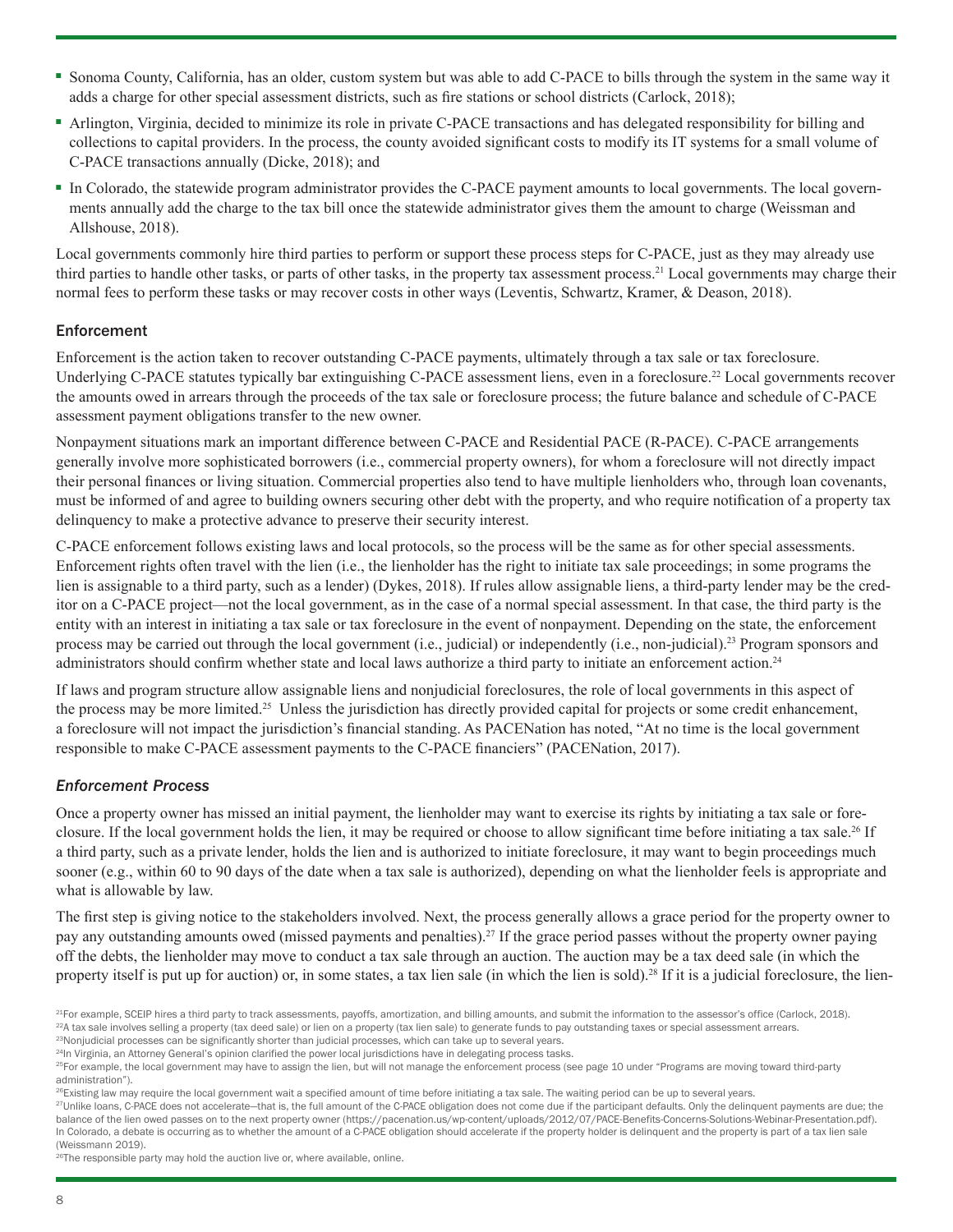- Sonoma County, California, has an older, custom system but was able to add C-PACE to bills through the system in the same way it adds a charge for other special assessment districts, such as fire stations or school districts (Carlock, 2018);
- Arlington, Virginia, decided to minimize its role in private C-PACE transactions and has delegated responsibility for billing and collections to capital providers. In the process, the county avoided significant costs to modify its IT systems for a small volume of C-PACE transactions annually (Dicke, 2018); and
- In Colorado, the statewide program administrator provides the C-PACE payment amounts to local governments. The local governments annually add the charge to the tax bill once the statewide administrator gives them the amount to charge (Weissman and Allshouse, 2018).

Local governments commonly hire third parties to perform or support these process steps for C-PACE, just as they may already use third parties to handle other tasks, or parts of other tasks, in the property tax assessment process.[21] Local governments may charge their normal fees to perform these tasks or may recover costs in other ways (Leventis, Schwartz, Kramer, & Deason, 2018).

### Enforcement

Enforcement is the action taken to recover outstanding C-PACE payments, ultimately through a tax sale or tax foreclosure. Underlying C-PACE statutes typically bar extinguishing C-PACE assessment liens, even in a foreclosure.[22] Local governments recover the amounts owed in arrears through the proceeds of the tax sale or foreclosure process; the future balance and schedule of C-PACE assessment payment obligations transfer to the new owner.

Nonpayment situations mark an important difference between C-PACE and Residential PACE (R-PACE). C-PACE arrangements generally involve more sophisticated borrowers (i.e., commercial property owners), for whom a foreclosure will not directly impact their personal finances or living situation. Commercial properties also tend to have multiple lienholders who, through loan covenants, must be informed of and agree to building owners securing other debt with the property, and who require notification of a property tax delinquency to make a protective advance to preserve their security interest.

C-PACE enforcement follows existing laws and local protocols, so the process will be the same as for other special assessments. Enforcement rights often travel with the lien (i.e., the lienholder has the right to initiate tax sale proceedings; in some programs the lien is assignable to a third party, such as a lender) (Dykes, 2018). If rules allow assignable liens, a third-party lender may be the creditor on a C-PACE project—not the local government, as in the case of a normal special assessment. In that case, the third party is the entity with an interest in initiating a tax sale or tax foreclosure in the event of nonpayment. Depending on the state, the enforcement process may be carried out through the local government (i.e., judicial) or independently (i.e., non-judicial).[23] Program sponsors and administrators should confirm whether state and local laws authorize a third party to initiate an enforcement action.[24]

If laws and program structure allow assignable liens and nonjudicial foreclosures, the role of local governments in this aspect of the process may be more limited.[25] Unless the jurisdiction has directly provided capital for projects or some credit enhancement, a foreclosure will not impact the jurisdiction's financial standing. As PACENation has noted, "At no time is the local government responsible to make C-PACE assessment payments to the C-PACE financiers" (PACENation, 2017).

#### *Enforcement Process*

Once a property owner has missed an initial payment, the lienholder may want to exercise its rights by initiating a tax sale or foreclosure. If the local government holds the lien, it may be required or choose to allow significant time before initiating a tax sale.[26] If a third party, such as a private lender, holds the lien and is authorized to initiate foreclosure, it may want to begin proceedings much sooner (e.g., within 60 to 90 days of the date when a tax sale is authorized), depending on what the lienholder feels is appropriate and what is allowable by law.

The first step is giving notice to the stakeholders involved. Next, the process generally allows a grace period for the property owner to pay any outstanding amounts owed (missed payments and penalties).[27] If the grace period passes without the property owner paying off the debts, the lienholder may move to conduct a tax sale through an auction. The auction may be a tax deed sale (in which the property itself is put up for auction) or, in some states, a tax lien sale (in which the lien is sold).[28] If it is a judicial foreclosure, the lien-

[21] For example, SCEIP hires a third party to track assessments, payoffs, amortization, and billing amounts, and submit the information to the assessor's office (Carlock, 2018).

[22] A tax sale involves selling a property (tax deed sale) or lien on a property (tax lien sale) to generate funds to pay outstanding taxes or special assessment arrears.

[23] Nonjudicial processes can be significantly shorter than judicial processes, which can take up to several years.

[24] In Virginia, an Attorney General's opinion clarified the power local jurisdictions have in delegating process tasks.

[25] For example, the local government may have to assign the lien, but will not manage the enforcement process (see page 10 under "Programs are moving toward third-party administration").

[26] Existing law may require the local government wait a specified amount of time before initiating a tax sale. The waiting period can be up to several years.

[27] Unlike loans, C-PACE does not accelerate—that is, the full amount of the C-PACE obligation does not come due if the participant defaults. Only the delinquent payments are due; the balance of the lien owed passes on to the next property owner (https://pacenation.us/wp-content/uploads/2012/07/PACE-Benefits-Concerns-Solutions-Webinar-Presentation.pdf). In Colorado, a debate is occurring as to whether the amount of a C-PACE obligation should accelerate if the property holder is delinquent and the property is part of a tax lien sale (Weissmann 2019).

[28] The responsible party may hold the auction live or, where available, online.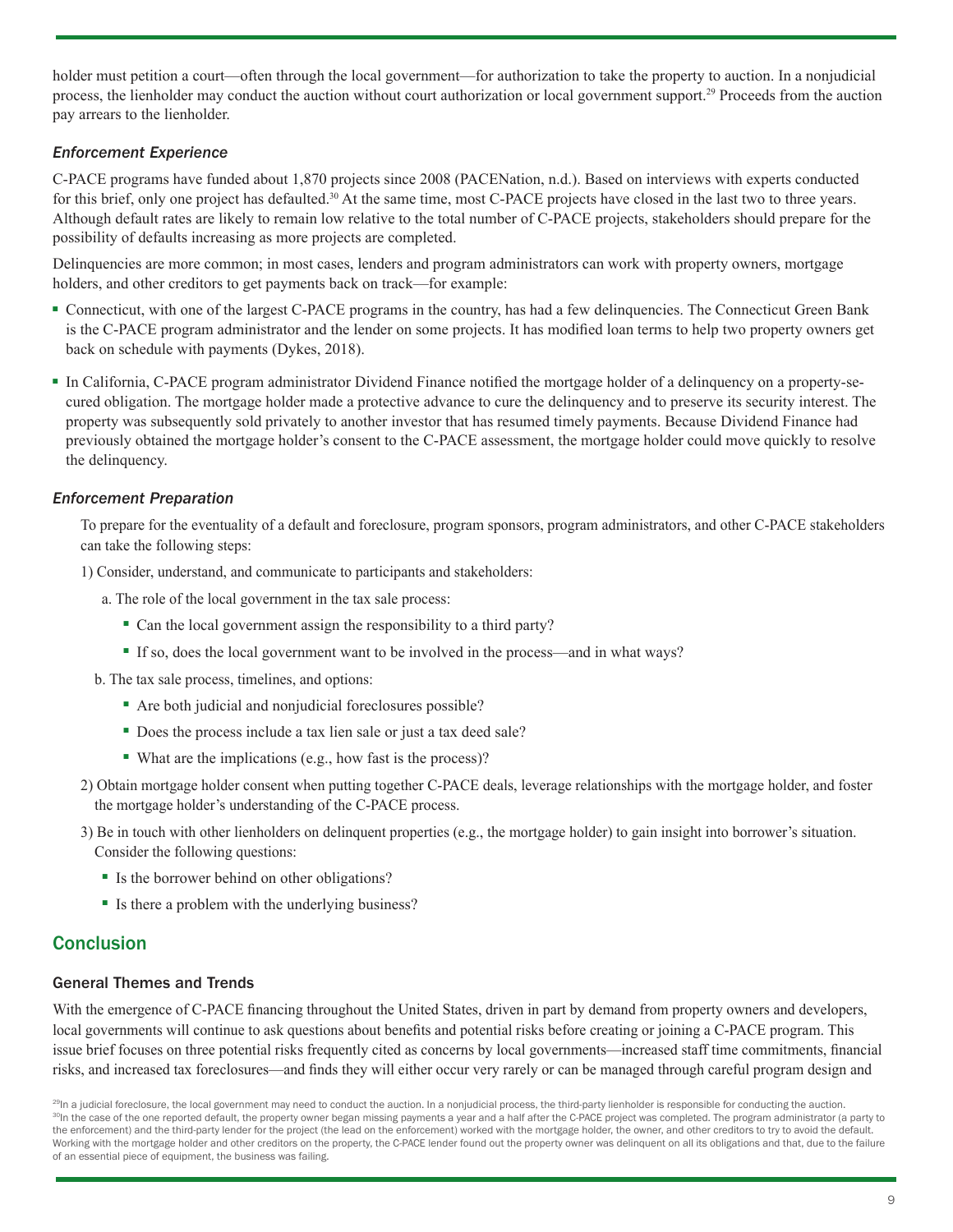holder must petition a court—often through the local government—for authorization to take the property to auction. In a nonjudicial process, the lienholder may conduct the auction without court authorization or local government support.[29] Proceeds from the auction pay arrears to the lienholder.

### *Enforcement Experience*

C-PACE programs have funded about 1,870 projects since 2008 (PACENation, n.d.). Based on interviews with experts conducted for this brief, only one project has defaulted.[30] At the same time, most C-PACE projects have closed in the last two to three years. Although default rates are likely to remain low relative to the total number of C-PACE projects, stakeholders should prepare for the possibility of defaults increasing as more projects are completed.

Delinquencies are more common; in most cases, lenders and program administrators can work with property owners, mortgage holders, and other creditors to get payments back on track—for example:

- Connecticut, with one of the largest C-PACE programs in the country, has had a few delinquencies. The Connecticut Green Bank is the C-PACE program administrator and the lender on some projects. It has modified loan terms to help two property owners get back on schedule with payments (Dykes, 2018).
- In California, C-PACE program administrator Dividend Finance notified the mortgage holder of a delinquency on a property-secured obligation. The mortgage holder made a protective advance to cure the delinquency and to preserve its security interest. The property was subsequently sold privately to another investor that has resumed timely payments. Because Dividend Finance had previously obtained the mortgage holder's consent to the C-PACE assessment, the mortgage holder could move quickly to resolve the delinquency.

### *Enforcement Preparation*

To prepare for the eventuality of a default and foreclosure, program sponsors, program administrators, and other C-PACE stakeholders can take the following steps:

1) Consider, understand, and communicate to participants and stakeholders:
   a. The role of the local government in the tax sale process:
      - Can the local government assign the responsibility to a third party?
      - If so, does the local government want to be involved in the process—and in what ways?

   b. The tax sale process, timelines, and options:
      - Are both judicial and nonjudicial foreclosures possible?
      - Does the process include a tax lien sale or just a tax deed sale?
      - What are the implications (e.g., how fast is the process)?
2) Obtain mortgage holder consent when putting together C-PACE deals, leverage relationships with the mortgage holder, and foster the mortgage holder's understanding of the C-PACE process.
3) Be in touch with other lienholders on delinquent properties (e.g., the mortgage holder) to gain insight into borrower's situation. Consider the following questions:
   - Is the borrower behind on other obligations?
   - Is there a problem with the underlying business?

## Conclusion

### General Themes and Trends

With the emergence of C-PACE financing throughout the United States, driven in part by demand from property owners and developers, local governments will continue to ask questions about benefits and potential risks before creating or joining a C-PACE program. This issue brief focuses on three potential risks frequently cited as concerns by local governments—increased staff time commitments, financial risks, and increased tax foreclosures—and finds they will either occur very rarely or can be managed through careful program design and

---

[29] In a judicial foreclosure, the local government may need to conduct the auction. In a nonjudicial process, the third-party lienholder is responsible for conducting the auction.

[30] In the case of the one reported default, the property owner began missing payments a year and a half after the C-PACE project was completed. The program administrator (a party to the enforcement) and the third-party lender for the project (the lead on the enforcement) worked with the mortgage holder, the owner, and other creditors to try to avoid the default. Working with the mortgage holder and other creditors on the property, the C-PACE lender found out the property owner was delinquent on all its obligations and that, due to the failure of an essential piece of equipment, the business was failing.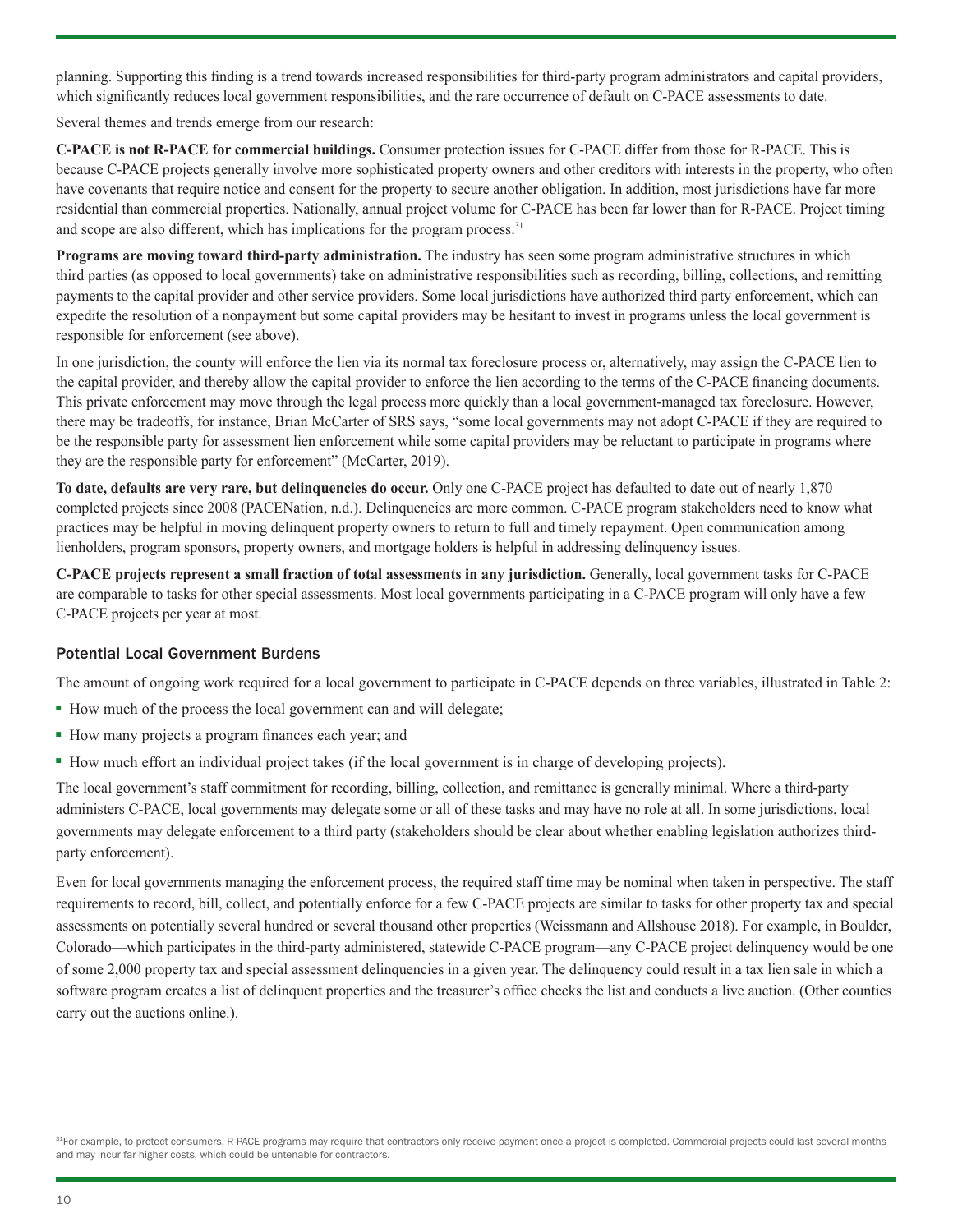planning. Supporting this finding is a trend towards increased responsibilities for third-party program administrators and capital providers, which significantly reduces local government responsibilities, and the rare occurrence of default on C-PACE assessments to date.

Several themes and trends emerge from our research:

**C-PACE is not R-PACE for commercial buildings.** Consumer protection issues for C-PACE differ from those for R-PACE. This is because C-PACE projects generally involve more sophisticated property owners and other creditors with interests in the property, who often have covenants that require notice and consent for the property to secure another obligation. In addition, most jurisdictions have far more residential than commercial properties. Nationally, annual project volume for C-PACE has been far lower than for R-PACE. Project timing and scope are also different, which has implications for the program process.[31]

**Programs are moving toward third-party administration.** The industry has seen some program administrative structures in which third parties (as opposed to local governments) take on administrative responsibilities such as recording, billing, collections, and remitting payments to the capital provider and other service providers. Some local jurisdictions have authorized third party enforcement, which can expedite the resolution of a nonpayment but some capital providers may be hesitant to invest in programs unless the local government is responsible for enforcement (see above).

In one jurisdiction, the county will enforce the lien via its normal tax foreclosure process or, alternatively, may assign the C-PACE lien to the capital provider, and thereby allow the capital provider to enforce the lien according to the terms of the C-PACE financing documents. This private enforcement may move through the legal process more quickly than a local government-managed tax foreclosure. However, there may be tradeoffs, for instance, Brian McCarter of SRS says, "some local governments may not adopt C-PACE if they are required to be the responsible party for assessment lien enforcement while some capital providers may be reluctant to participate in programs where they are the responsible party for enforcement" (McCarter, 2019).

**To date, defaults are very rare, but delinquencies do occur.** Only one C-PACE project has defaulted to date out of nearly 1,870 completed projects since 2008 (PACENation, n.d.). Delinquencies are more common. C-PACE program stakeholders need to know what practices may be helpful in moving delinquent property owners to return to full and timely repayment. Open communication among lienholders, program sponsors, property owners, and mortgage holders is helpful in addressing delinquency issues.

**C-PACE projects represent a small fraction of total assessments in any jurisdiction.** Generally, local government tasks for C-PACE are comparable to tasks for other special assessments. Most local governments participating in a C-PACE program will only have a few C-PACE projects per year at most.

### Potential Local Government Burdens

The amount of ongoing work required for a local government to participate in C-PACE depends on three variables, illustrated in Table 2:

- How much of the process the local government can and will delegate;
- How many projects a program finances each year; and
- How much effort an individual project takes (if the local government is in charge of developing projects).

The local government's staff commitment for recording, billing, collection, and remittance is generally minimal. Where a third-party administers C-PACE, local governments may delegate some or all of these tasks and may have no role at all. In some jurisdictions, local governments may delegate enforcement to a third party (stakeholders should be clear about whether enabling legislation authorizes third-party enforcement).

Even for local governments managing the enforcement process, the required staff time may be nominal when taken in perspective. The staff requirements to record, bill, collect, and potentially enforce for a few C-PACE projects are similar to tasks for other property tax and special assessments on potentially several hundred or several thousand other properties (Weissmann and Allshouse 2018). For example, in Boulder, Colorado—which participates in the third-party administered, statewide C-PACE program—any C-PACE project delinquency would be one of some 2,000 property tax and special assessment delinquencies in a given year. The delinquency could result in a tax lien sale in which a software program creates a list of delinquent properties and the treasurer's office checks the list and conducts a live auction. (Other counties carry out the auctions online.).

[31] For example, to protect consumers, R-PACE programs may require that contractors only receive payment once a project is completed. Commercial projects could last several months and may incur far higher costs, which could be untenable for contractors.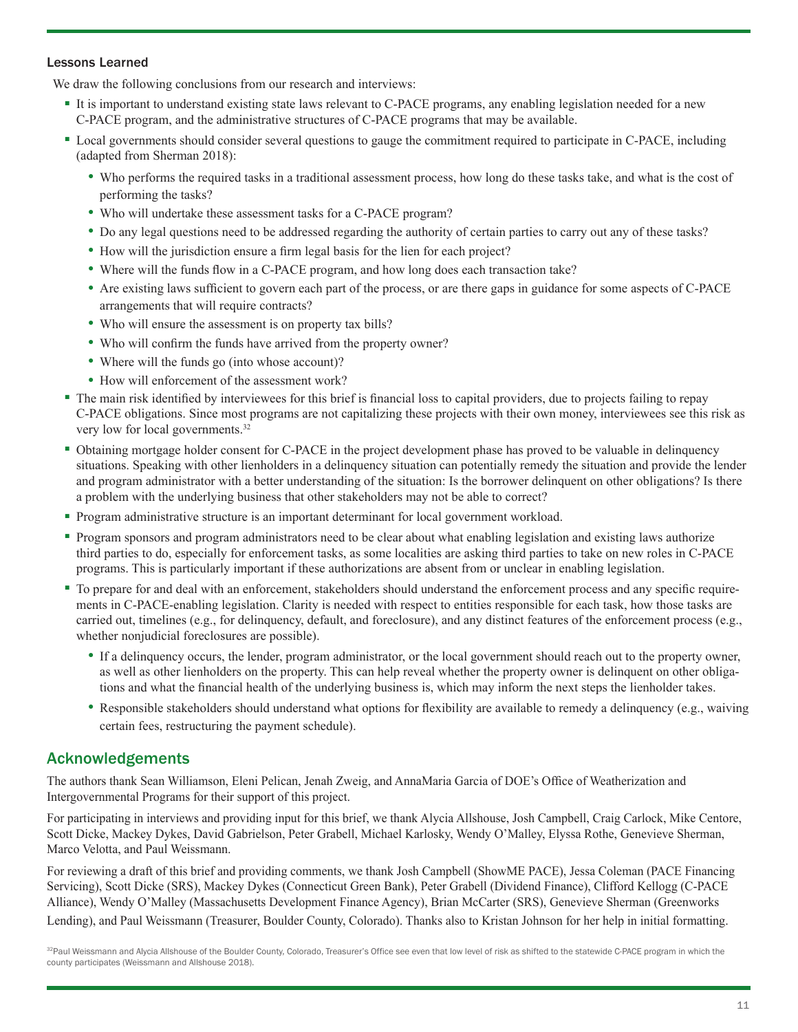### Lessons Learned

We draw the following conclusions from our research and interviews:

- It is important to understand existing state laws relevant to C-PACE programs, any enabling legislation needed for a new C-PACE program, and the administrative structures of C-PACE programs that may be available.
- Local governments should consider several questions to gauge the commitment required to participate in C-PACE, including (adapted from Sherman 2018):
  - Who performs the required tasks in a traditional assessment process, how long do these tasks take, and what is the cost of performing the tasks?
  - Who will undertake these assessment tasks for a C-PACE program?
  - Do any legal questions need to be addressed regarding the authority of certain parties to carry out any of these tasks?
  - How will the jurisdiction ensure a firm legal basis for the lien for each project?
  - Where will the funds flow in a C-PACE program, and how long does each transaction take?
  - Are existing laws sufficient to govern each part of the process, or are there gaps in guidance for some aspects of C-PACE arrangements that will require contracts?
  - Who will ensure the assessment is on property tax bills?
  - Who will confirm the funds have arrived from the property owner?
  - Where will the funds go (into whose account)?
  - How will enforcement of the assessment work?
- The main risk identified by interviewees for this brief is financial loss to capital providers, due to projects failing to repay C-PACE obligations. Since most programs are not capitalizing these projects with their own money, interviewees see this risk as very low for local governments.[32]
- Obtaining mortgage holder consent for C-PACE in the project development phase has proved to be valuable in delinquency situations. Speaking with other lienholders in a delinquency situation can potentially remedy the situation and provide the lender and program administrator with a better understanding of the situation: Is the borrower delinquent on other obligations? Is there a problem with the underlying business that other stakeholders may not be able to correct?
- Program administrative structure is an important determinant for local government workload.
- Program sponsors and program administrators need to be clear about what enabling legislation and existing laws authorize third parties to do, especially for enforcement tasks, as some localities are asking third parties to take on new roles in C-PACE programs. This is particularly important if these authorizations are absent from or unclear in enabling legislation.
- To prepare for and deal with an enforcement, stakeholders should understand the enforcement process and any specific requirements in C-PACE-enabling legislation. Clarity is needed with respect to entities responsible for each task, how those tasks are carried out, timelines (e.g., for delinquency, default, and foreclosure), and any distinct features of the enforcement process (e.g., whether nonjudicial foreclosures are possible).
  - If a delinquency occurs, the lender, program administrator, or the local government should reach out to the property owner, as well as other lienholders on the property. This can help reveal whether the property owner is delinquent on other obligations and what the financial health of the underlying business is, which may inform the next steps the lienholder takes.
  - Responsible stakeholders should understand what options for flexibility are available to remedy a delinquency (e.g., waiving certain fees, restructuring the payment schedule).

## Acknowledgements

The authors thank Sean Williamson, Eleni Pelican, Jenah Zweig, and AnnaMaria Garcia of DOE's Office of Weatherization and Intergovernmental Programs for their support of this project.

For participating in interviews and providing input for this brief, we thank Alycia Allshouse, Josh Campbell, Craig Carlock, Mike Centore, Scott Dicke, Mackey Dykes, David Gabrielson, Peter Grabell, Michael Karlosky, Wendy O'Malley, Elyssa Rothe, Genevieve Sherman, Marco Velotta, and Paul Weissmann.

For reviewing a draft of this brief and providing comments, we thank Josh Campbell (ShowME PACE), Jessa Coleman (PACE Financing Servicing), Scott Dicke (SRS), Mackey Dykes (Connecticut Green Bank), Peter Grabell (Dividend Finance), Clifford Kellogg (C-PACE Alliance), Wendy O'Malley (Massachusetts Development Finance Agency), Brian McCarter (SRS), Genevieve Sherman (Greenworks Lending), and Paul Weissmann (Treasurer, Boulder County, Colorado). Thanks also to Kristan Johnson for her help in initial formatting.

[32] Paul Weissmann and Alycia Allshouse of the Boulder County, Colorado, Treasurer's Office see even that low level of risk as shifted to the statewide C-PACE program in which the county participates (Weissmann and Allshouse 2018).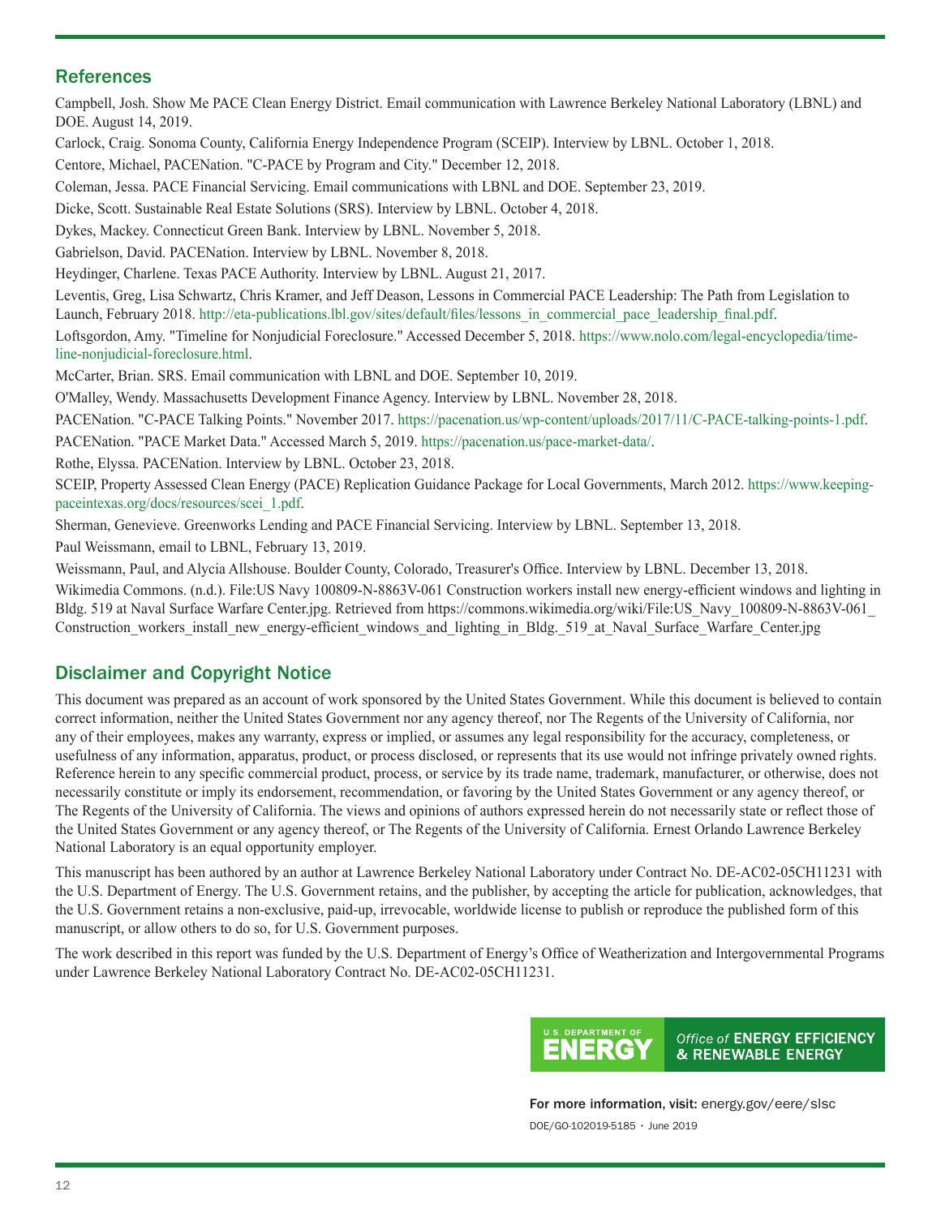## References

Campbell, Josh. Show Me PACE Clean Energy District. Email communication with Lawrence Berkeley National Laboratory (LBNL) and DOE. August 14, 2019.

Carlock, Craig. Sonoma County, California Energy Independence Program (SCEIP). Interview by LBNL. October 1, 2018.

Centore, Michael, PACENation. "C-PACE by Program and City." December 12, 2018.

Coleman, Jessa. PACE Financial Servicing. Email communications with LBNL and DOE. September 23, 2019.

Dicke, Scott. Sustainable Real Estate Solutions (SRS). Interview by LBNL. October 4, 2018.

Dykes, Mackey. Connecticut Green Bank. Interview by LBNL. November 5, 2018.

Gabrielson, David. PACENation. Interview by LBNL. November 8, 2018.

Heydinger, Charlene. Texas PACE Authority. Interview by LBNL. August 21, 2017.

Leventis, Greg, Lisa Schwartz, Chris Kramer, and Jeff Deason, Lessons in Commercial PACE Leadership: The Path from Legislation to Launch, February 2018. http://eta-publications.lbl.gov/sites/default/files/lessons_in_commercial_pace_leadership_final.pdf.

Loftsgordon, Amy. "Timeline for Nonjudicial Foreclosure." Accessed December 5, 2018. https://www.nolo.com/legal-encyclopedia/time-line-nonjudicial-foreclosure.html.

McCarter, Brian. SRS. Email communication with LBNL and DOE. September 10, 2019.

O'Malley, Wendy. Massachusetts Development Finance Agency. Interview by LBNL. November 28, 2018.

PACENation. "C-PACE Talking Points." November 2017. https://pacenation.us/wp-content/uploads/2017/11/C-PACE-talking-points-1.pdf.

PACENation. "PACE Market Data." Accessed March 5, 2019. https://pacenation.us/pace-market-data/.

Rothe, Elyssa. PACENation. Interview by LBNL. October 23, 2018.

SCEIP, Property Assessed Clean Energy (PACE) Replication Guidance Package for Local Governments, March 2012. https://www.keeping-paceintexas.org/docs/resources/scei_1.pdf.

Sherman, Genevieve. Greenworks Lending and PACE Financial Servicing. Interview by LBNL. September 13, 2018.

Paul Weissmann, email to LBNL, February 13, 2019.

Weissmann, Paul, and Alycia Allshouse. Boulder County, Colorado, Treasurer's Office. Interview by LBNL. December 13, 2018.

Wikimedia Commons. (n.d.). File:US Navy 100809-N-8863V-061 Construction workers install new energy-efficient windows and lighting in Bldg. 519 at Naval Surface Warfare Center.jpg. Retrieved from https://commons.wikimedia.org/wiki/File:US_Navy_100809-N-8863V-061_Construction_workers_install_new_energy-efficient_windows_and_lighting_in_Bldg._519_at_Naval_Surface_Warfare_Center.jpg

## Disclaimer and Copyright Notice

This document was prepared as an account of work sponsored by the United States Government. While this document is believed to contain correct information, neither the United States Government nor any agency thereof, nor The Regents of the University of California, nor any of their employees, makes any warranty, express or implied, or assumes any legal responsibility for the accuracy, completeness, or usefulness of any information, apparatus, product, or process disclosed, or represents that its use would not infringe privately owned rights. Reference herein to any specific commercial product, process, or service by its trade name, trademark, manufacturer, or otherwise, does not necessarily constitute or imply its endorsement, recommendation, or favoring by the United States Government or any agency thereof, or The Regents of the University of California. The views and opinions of authors expressed herein do not necessarily state or reflect those of the United States Government or any agency thereof, or The Regents of the University of California. Ernest Orlando Lawrence Berkeley National Laboratory is an equal opportunity employer.

This manuscript has been authored by an author at Lawrence Berkeley National Laboratory under Contract No. DE-AC02-05CH11231 with the U.S. Department of Energy. The U.S. Government retains, and the publisher, by accepting the article for publication, acknowledges, that the U.S. Government retains a non-exclusive, paid-up, irrevocable, worldwide license to publish or reproduce the published form of this manuscript, or allow others to do so, for U.S. Government purposes.

The work described in this report was funded by the U.S. Department of Energy's Office of Weatherization and Intergovernmental Programs under Lawrence Berkeley National Laboratory Contract No. DE-AC02-05CH11231.

U.S. DEPARTMENT OF ENERGY | Office of ENERGY EFFICIENCY & RENEWABLE ENERGY

**For more information, visit:** energy.gov/eere/slsc

DOE/GO-102019-5185 · June 2019